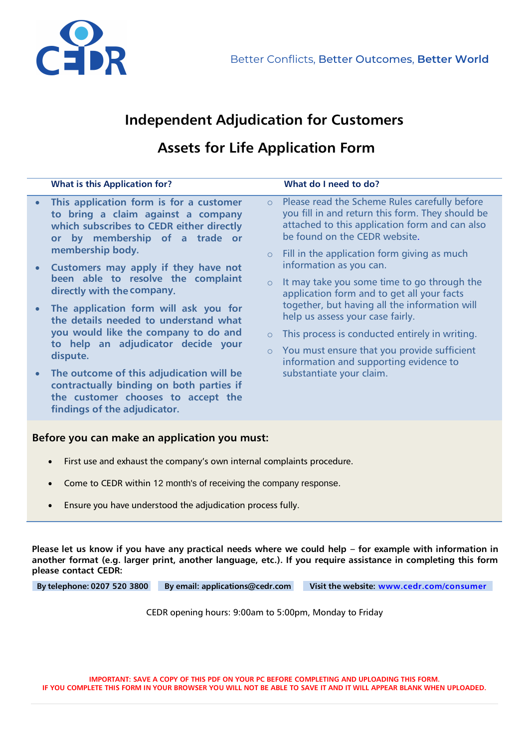CEDR

Better Conflicts, Better Outcomes, Better World

# Independent Adjudication for Customers

# Assets for Life Application Form

**What is this Application for?**

- **This application form is for a customer to bring a claim against a company which subscribes to CEDR either directly or by membership of a trade or membership body.**
- **Customers may apply if they have not been able to resolve the complaint directly with the company.**
- **The application form will ask you for the details needed to understand what you would like the company to do and to help an adjudicator decide your dispute.**
- **The outcome of this adjudication will be contractually binding on both parties if the customer chooses to accept the findings of the adjudicator.**

**What do I need to do?**

- Please read the Scheme Rules carefully before you fill in and return this form. They should be attached to this application form and can also be found on the CEDR website.
- Fill in the application form giving as much information as you can.
- It may take you some time to go through the application form and to get all your facts together, but having all the information will help us assess your case fairly.
- This process is conducted entirely in writing.
- You must ensure that you provide sufficient information and supporting evidence to substantiate your claim.

### Before you can make an application you must:

- First use and exhaust the company's own internal complaints procedure.
- Come to CEDR within 12 month's of receiving the company response.
- Ensure you have understood the adjudication process fully.

**Please let us know if you have any practical needs where we could help – for example with information in another format (e.g. larger print, another language, etc.). If you require assistance in completing this form please contact CEDR:**

**By telephone: 0207 520 3800** | **By email: applications@cedr.com** | **Visit the website: www.cedr.com/consumer**

CEDR opening hours: 9:00am to 5:00pm, Monday to Friday

**IMPORTANT: SAVE A COPY OF THIS PDF ON YOUR PC BEFORE COMPLETING AND UPLOADING THIS FORM.**
**IF YOU COMPLETE THIS FORM IN YOUR BROWSER YOU WILL NOT BE ABLE TO SAVE IT AND IT WILL APPEAR BLANK WHEN UPLOADED.**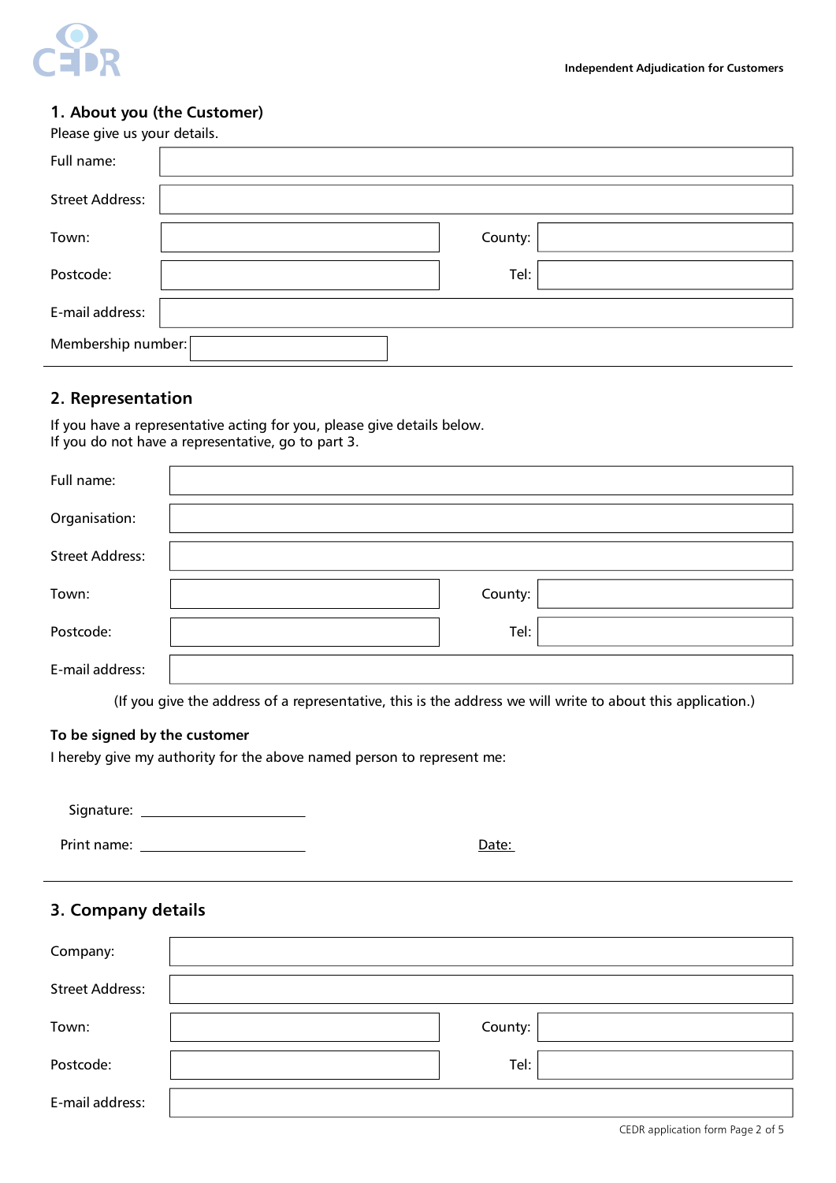**Independent Adjudication for Customers**

## 1. About you (the Customer)

Please give us your details.

Full name:

Street Address:

Town: County:

Postcode: Tel:

E-mail address:

Membership number:

## 2. Representation

If you have a representative acting for you, please give details below.
If you do not have a representative, go to part 3.

Full name:

Organisation:

Street Address:

Town: County:

Postcode: Tel:

E-mail address:

(If you give the address of a representative, this is the address we will write to about this application.)

**To be signed by the customer**

I hereby give my authority for the above named person to represent me:

Signature: ______________________

Print name: ______________________ Date:

## 3. Company details

Company:

Street Address:

Town: County:

Postcode: Tel:

E-mail address: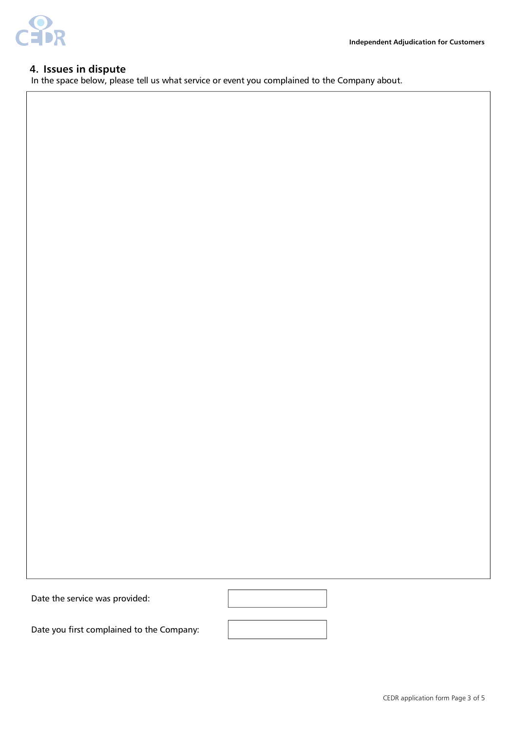## 4. Issues in dispute

In the space below, please tell us what service or event you complained to the Company about.

Date the service was provided:

Date you first complained to the Company: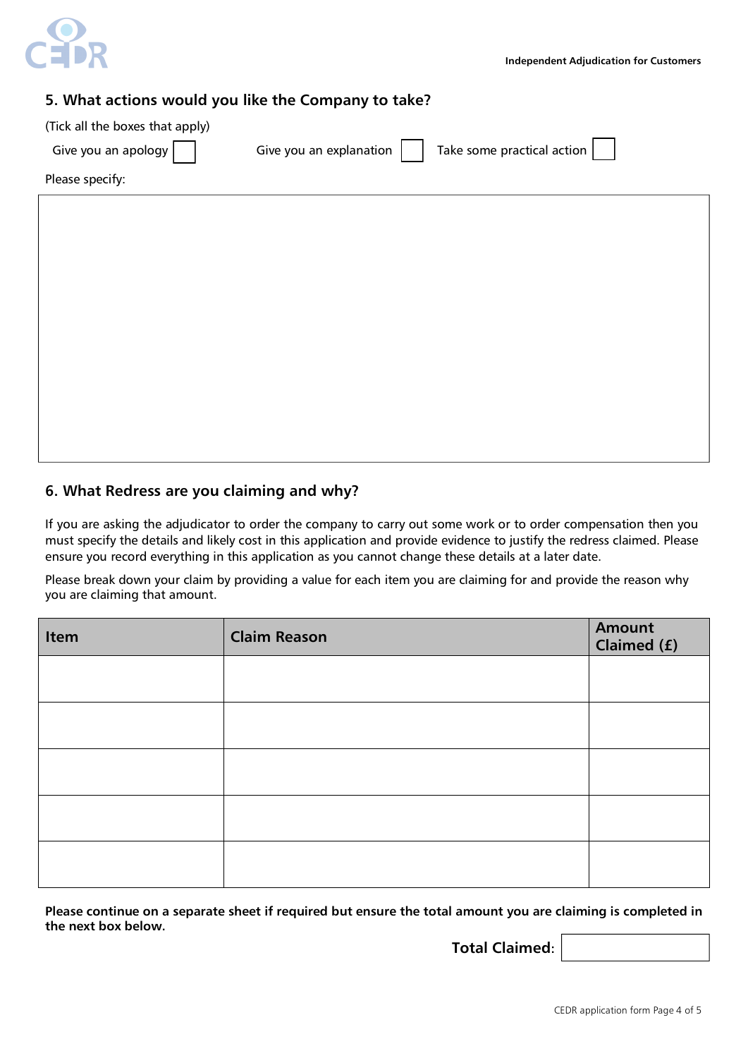## 5. What actions would you like the Company to take?

(Tick all the boxes that apply)

Give you an apology ☐ Give you an explanation ☐ Take some practical action ☐

Please specify:

## 6. What Redress are you claiming and why?

If you are asking the adjudicator to order the company to carry out some work or to order compensation then you must specify the details and likely cost in this application and provide evidence to justify the redress claimed. Please ensure you record everything in this application as you cannot change these details at a later date.

Please break down your claim by providing a value for each item you are claiming for and provide the reason why you are claiming that amount.

| Item | Claim Reason | Amount Claimed (£) |
|---|---|---|
| | | |
| | | |
| | | |
| | | |
| | | |

**Please continue on a separate sheet if required but ensure the total amount you are claiming is completed in the next box below.**

**Total Claimed:**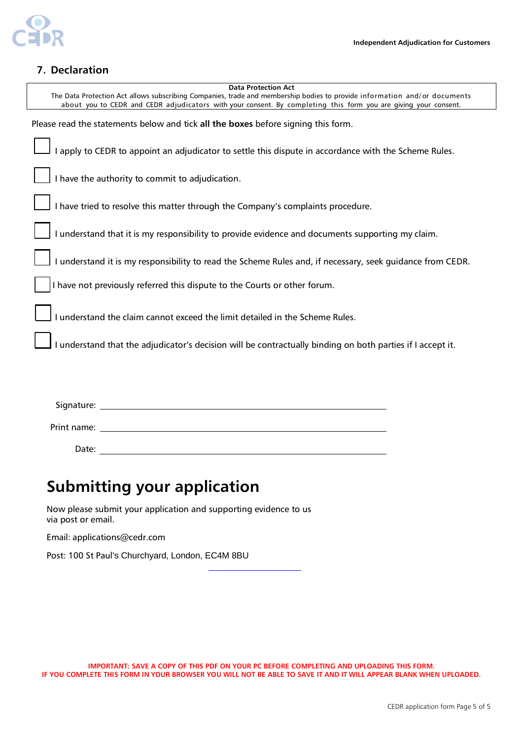## 7. Declaration

**Data Protection Act**
The Data Protection Act allows subscribing Companies, trade and membership bodies to provide information and/or documents about you to CEDR and CEDR adjudicators with your consent. By completing this form you are giving your consent.

Please read the statements below and tick **all the boxes** before signing this form.

- ☐ I apply to CEDR to appoint an adjudicator to settle this dispute in accordance with the Scheme Rules.
- ☐ I have the authority to commit to adjudication.
- ☐ I have tried to resolve this matter through the Company's complaints procedure.
- ☐ I understand that it is my responsibility to provide evidence and documents supporting my claim.
- ☐ I understand it is my responsibility to read the Scheme Rules and, if necessary, seek guidance from CEDR.
- ☐ I have not previously referred this dispute to the Courts or other forum.
- ☐ I understand the claim cannot exceed the limit detailed in the Scheme Rules.
- ☐ I understand that the adjudicator's decision will be contractually binding on both parties if I accept it.

Signature: ______________________________

Print name: ______________________________

Date: ______________________________

# Submitting your application

Now please submit your application and supporting evidence to us via post or email.

Email: applications@cedr.com

Post: 100 St Paul's Churchyard, London, EC4M 8BU

**IMPORTANT: SAVE A COPY OF THIS PDF ON YOUR PC BEFORE COMPLETING AND UPLOADING THIS FORM.**
**IF YOU COMPLETE THIS FORM IN YOUR BROWSER YOU WILL NOT BE ABLE TO SAVE IT AND IT WILL APPEAR BLANK WHEN UPLOADED.**